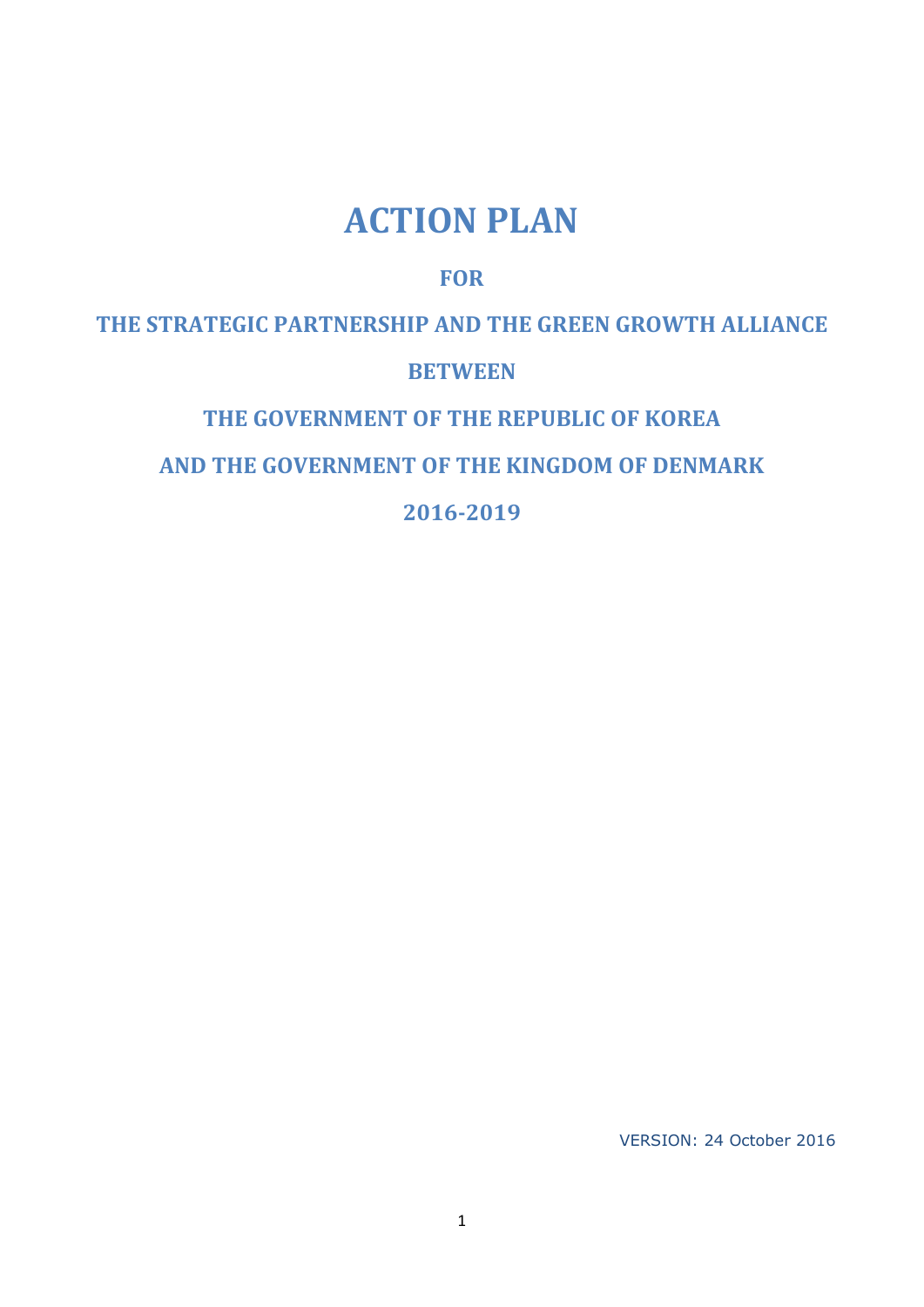# ACTION PLAN

## FOR

## THE STRATEGIC PARTNERSHIP AND THE GREEN GROWTH ALLIANCE

## BETWEEN

## THE GOVERNMENT OF THE REPUBLIC OF KOREA

## AND THE GOVERNMENT OF THE KINGDOM OF DENMARK

## 2016-2019

VERSION: 24 October 2016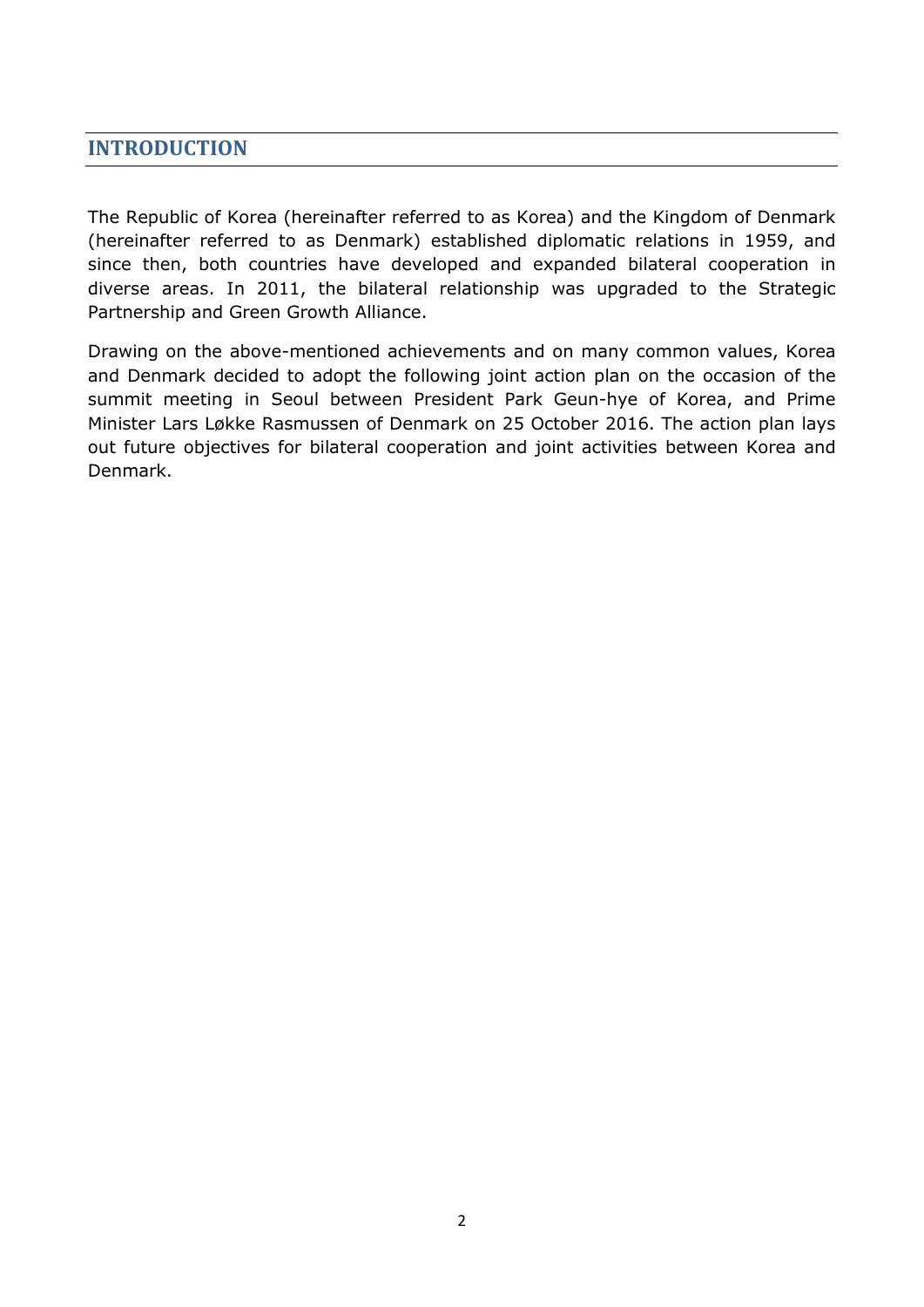## INTRODUCTION

The Republic of Korea (hereinafter referred to as Korea) and the Kingdom of Denmark (hereinafter referred to as Denmark) established diplomatic relations in 1959, and since then, both countries have developed and expanded bilateral cooperation in diverse areas. In 2011, the bilateral relationship was upgraded to the Strategic Partnership and Green Growth Alliance.

Drawing on the above-mentioned achievements and on many common values, Korea and Denmark decided to adopt the following joint action plan on the occasion of the summit meeting in Seoul between President Park Geun-hye of Korea, and Prime Minister Lars Løkke Rasmussen of Denmark on 25 October 2016. The action plan lays out future objectives for bilateral cooperation and joint activities between Korea and Denmark.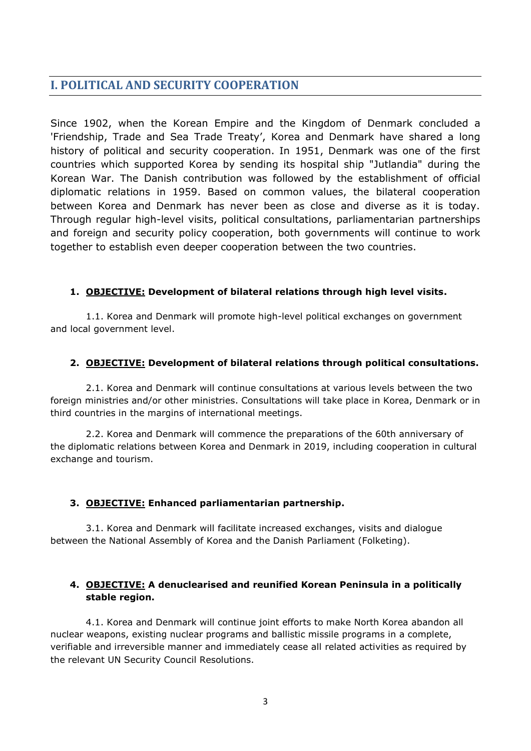## I. POLITICAL AND SECURITY COOPERATION

Since 1902, when the Korean Empire and the Kingdom of Denmark concluded a 'Friendship, Trade and Sea Trade Treaty', Korea and Denmark have shared a long history of political and security cooperation. In 1951, Denmark was one of the first countries which supported Korea by sending its hospital ship "Jutlandia" during the Korean War. The Danish contribution was followed by the establishment of official diplomatic relations in 1959. Based on common values, the bilateral cooperation between Korea and Denmark has never been as close and diverse as it is today. Through regular high-level visits, political consultations, parliamentarian partnerships and foreign and security policy cooperation, both governments will continue to work together to establish even deeper cooperation between the two countries.

**1. <u>OBJECTIVE:</u> Development of bilateral relations through high level visits.**

1.1. Korea and Denmark will promote high-level political exchanges on government and local government level.

**2. <u>OBJECTIVE:</u> Development of bilateral relations through political consultations.**

2.1. Korea and Denmark will continue consultations at various levels between the two foreign ministries and/or other ministries. Consultations will take place in Korea, Denmark or in third countries in the margins of international meetings.

2.2. Korea and Denmark will commence the preparations of the 60th anniversary of the diplomatic relations between Korea and Denmark in 2019, including cooperation in cultural exchange and tourism.

**3. <u>OBJECTIVE:</u> Enhanced parliamentarian partnership.**

3.1. Korea and Denmark will facilitate increased exchanges, visits and dialogue between the National Assembly of Korea and the Danish Parliament (Folketing).

**4. <u>OBJECTIVE:</u> A denuclearised and reunified Korean Peninsula in a politically stable region.**

4.1. Korea and Denmark will continue joint efforts to make North Korea abandon all nuclear weapons, existing nuclear programs and ballistic missile programs in a complete, verifiable and irreversible manner and immediately cease all related activities as required by the relevant UN Security Council Resolutions.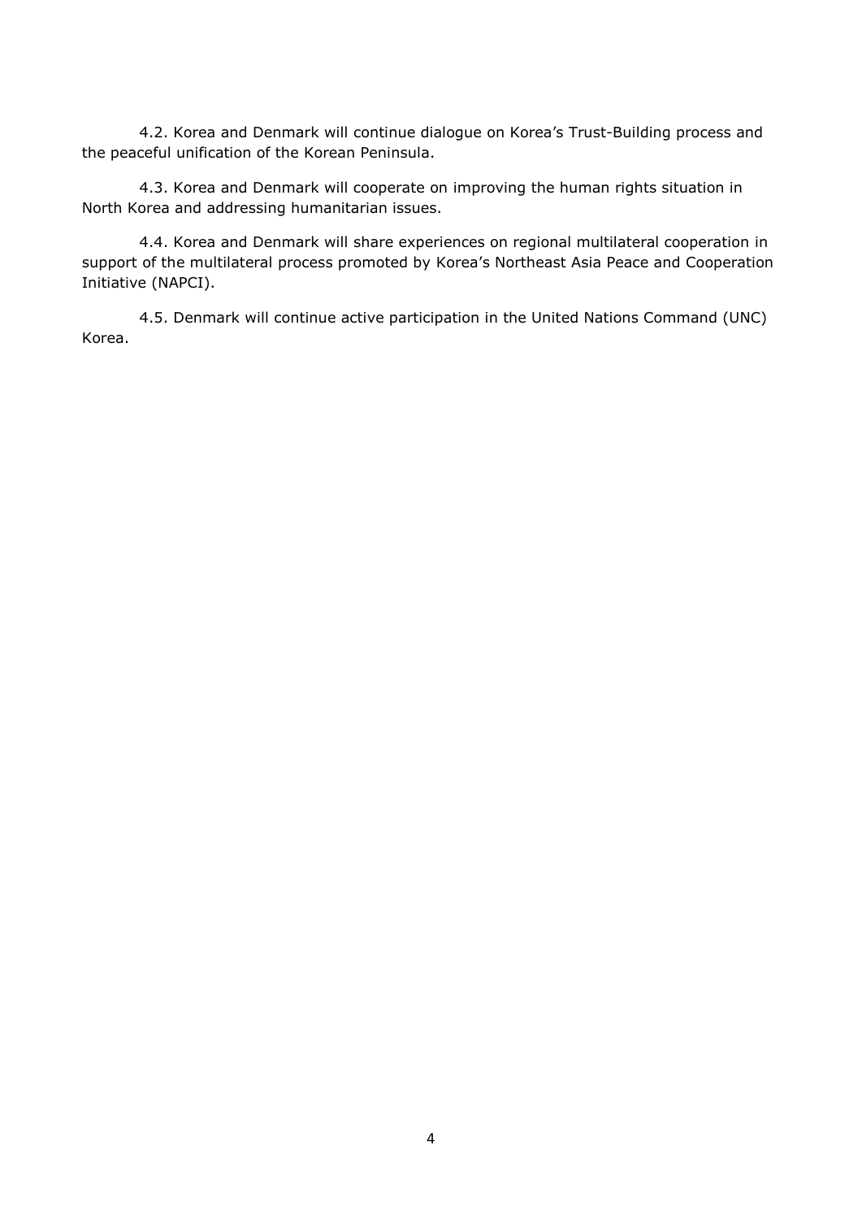4.2. Korea and Denmark will continue dialogue on Korea's Trust-Building process and the peaceful unification of the Korean Peninsula.

4.3. Korea and Denmark will cooperate on improving the human rights situation in North Korea and addressing humanitarian issues.

4.4. Korea and Denmark will share experiences on regional multilateral cooperation in support of the multilateral process promoted by Korea's Northeast Asia Peace and Cooperation Initiative (NAPCI).

4.5. Denmark will continue active participation in the United Nations Command (UNC) Korea.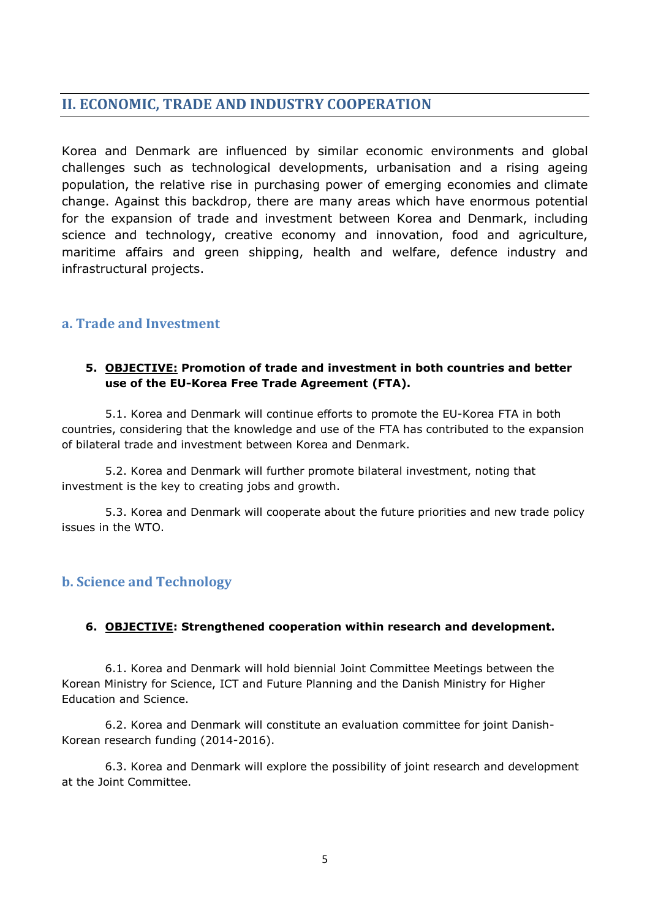## II. ECONOMIC, TRADE AND INDUSTRY COOPERATION

Korea and Denmark are influenced by similar economic environments and global challenges such as technological developments, urbanisation and a rising ageing population, the relative rise in purchasing power of emerging economies and climate change. Against this backdrop, there are many areas which have enormous potential for the expansion of trade and investment between Korea and Denmark, including science and technology, creative economy and innovation, food and agriculture, maritime affairs and green shipping, health and welfare, defence industry and infrastructural projects.

### a. Trade and Investment

**5. OBJECTIVE: Promotion of trade and investment in both countries and better use of the EU-Korea Free Trade Agreement (FTA).**

5.1. Korea and Denmark will continue efforts to promote the EU-Korea FTA in both countries, considering that the knowledge and use of the FTA has contributed to the expansion of bilateral trade and investment between Korea and Denmark.

5.2. Korea and Denmark will further promote bilateral investment, noting that investment is the key to creating jobs and growth.

5.3. Korea and Denmark will cooperate about the future priorities and new trade policy issues in the WTO.

### b. Science and Technology

**6. OBJECTIVE: Strengthened cooperation within research and development.**

6.1. Korea and Denmark will hold biennial Joint Committee Meetings between the Korean Ministry for Science, ICT and Future Planning and the Danish Ministry for Higher Education and Science.

6.2. Korea and Denmark will constitute an evaluation committee for joint Danish-Korean research funding (2014-2016).

6.3. Korea and Denmark will explore the possibility of joint research and development at the Joint Committee.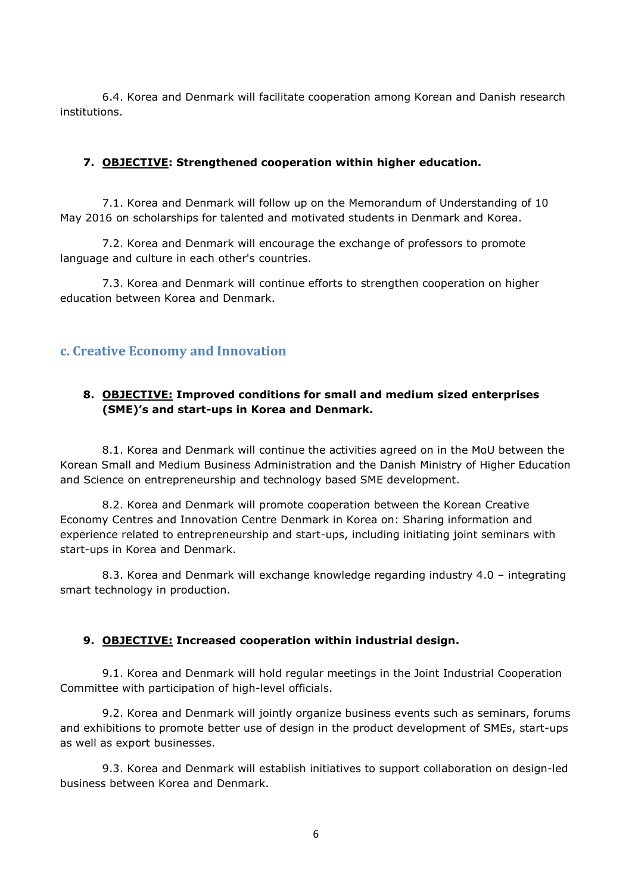6.4. Korea and Denmark will facilitate cooperation among Korean and Danish research institutions.

**7. <u>OBJECTIVE</u>: Strengthened cooperation within higher education.**

7.1. Korea and Denmark will follow up on the Memorandum of Understanding of 10 May 2016 on scholarships for talented and motivated students in Denmark and Korea.

7.2. Korea and Denmark will encourage the exchange of professors to promote language and culture in each other's countries.

7.3. Korea and Denmark will continue efforts to strengthen cooperation on higher education between Korea and Denmark.

### c. Creative Economy and Innovation

**8. <u>OBJECTIVE:</u> Improved conditions for small and medium sized enterprises (SME)'s and start-ups in Korea and Denmark.**

8.1. Korea and Denmark will continue the activities agreed on in the MoU between the Korean Small and Medium Business Administration and the Danish Ministry of Higher Education and Science on entrepreneurship and technology based SME development.

8.2. Korea and Denmark will promote cooperation between the Korean Creative Economy Centres and Innovation Centre Denmark in Korea on: Sharing information and experience related to entrepreneurship and start-ups, including initiating joint seminars with start-ups in Korea and Denmark.

8.3. Korea and Denmark will exchange knowledge regarding industry 4.0 – integrating smart technology in production.

**9. <u>OBJECTIVE:</u> Increased cooperation within industrial design.**

9.1. Korea and Denmark will hold regular meetings in the Joint Industrial Cooperation Committee with participation of high-level officials.

9.2. Korea and Denmark will jointly organize business events such as seminars, forums and exhibitions to promote better use of design in the product development of SMEs, start-ups as well as export businesses.

9.3. Korea and Denmark will establish initiatives to support collaboration on design-led business between Korea and Denmark.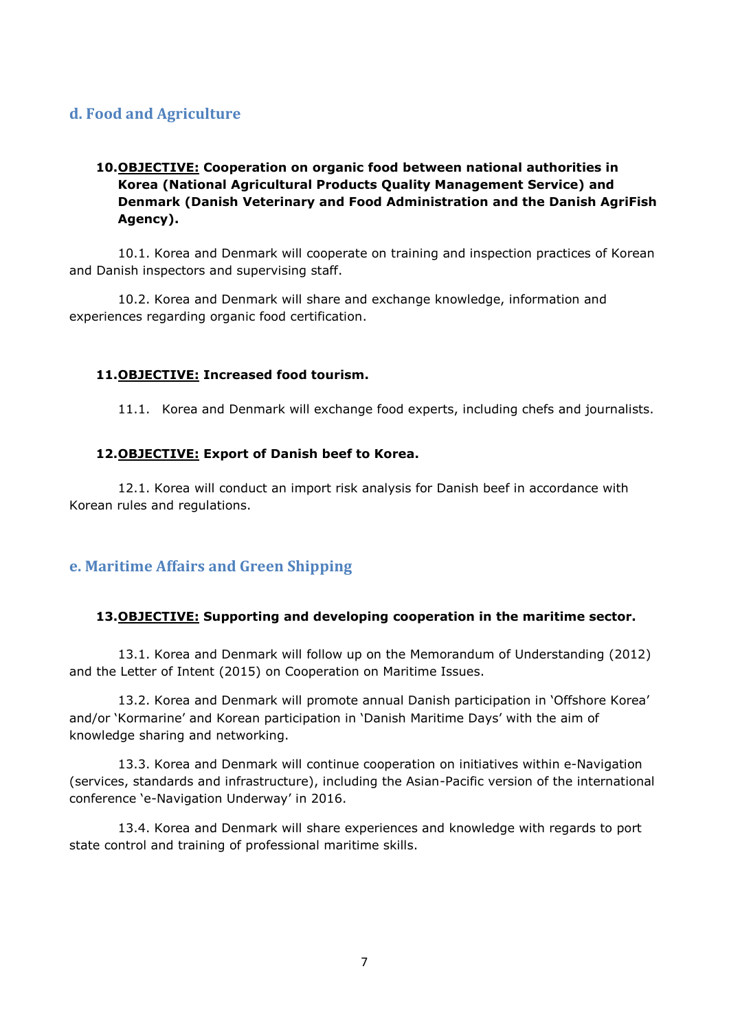## d. Food and Agriculture

**10.<u>OBJECTIVE:</u> Cooperation on organic food between national authorities in Korea (National Agricultural Products Quality Management Service) and Denmark (Danish Veterinary and Food Administration and the Danish AgriFish Agency).**

10.1. Korea and Denmark will cooperate on training and inspection practices of Korean and Danish inspectors and supervising staff.

10.2. Korea and Denmark will share and exchange knowledge, information and experiences regarding organic food certification.

**11.<u>OBJECTIVE:</u> Increased food tourism.**

11.1. Korea and Denmark will exchange food experts, including chefs and journalists.

**12.<u>OBJECTIVE:</u> Export of Danish beef to Korea.**

12.1. Korea will conduct an import risk analysis for Danish beef in accordance with Korean rules and regulations.

## e. Maritime Affairs and Green Shipping

**13.<u>OBJECTIVE:</u> Supporting and developing cooperation in the maritime sector.**

13.1. Korea and Denmark will follow up on the Memorandum of Understanding (2012) and the Letter of Intent (2015) on Cooperation on Maritime Issues.

13.2. Korea and Denmark will promote annual Danish participation in 'Offshore Korea' and/or 'Kormarine' and Korean participation in 'Danish Maritime Days' with the aim of knowledge sharing and networking.

13.3. Korea and Denmark will continue cooperation on initiatives within e-Navigation (services, standards and infrastructure), including the Asian-Pacific version of the international conference 'e-Navigation Underway' in 2016.

13.4. Korea and Denmark will share experiences and knowledge with regards to port state control and training of professional maritime skills.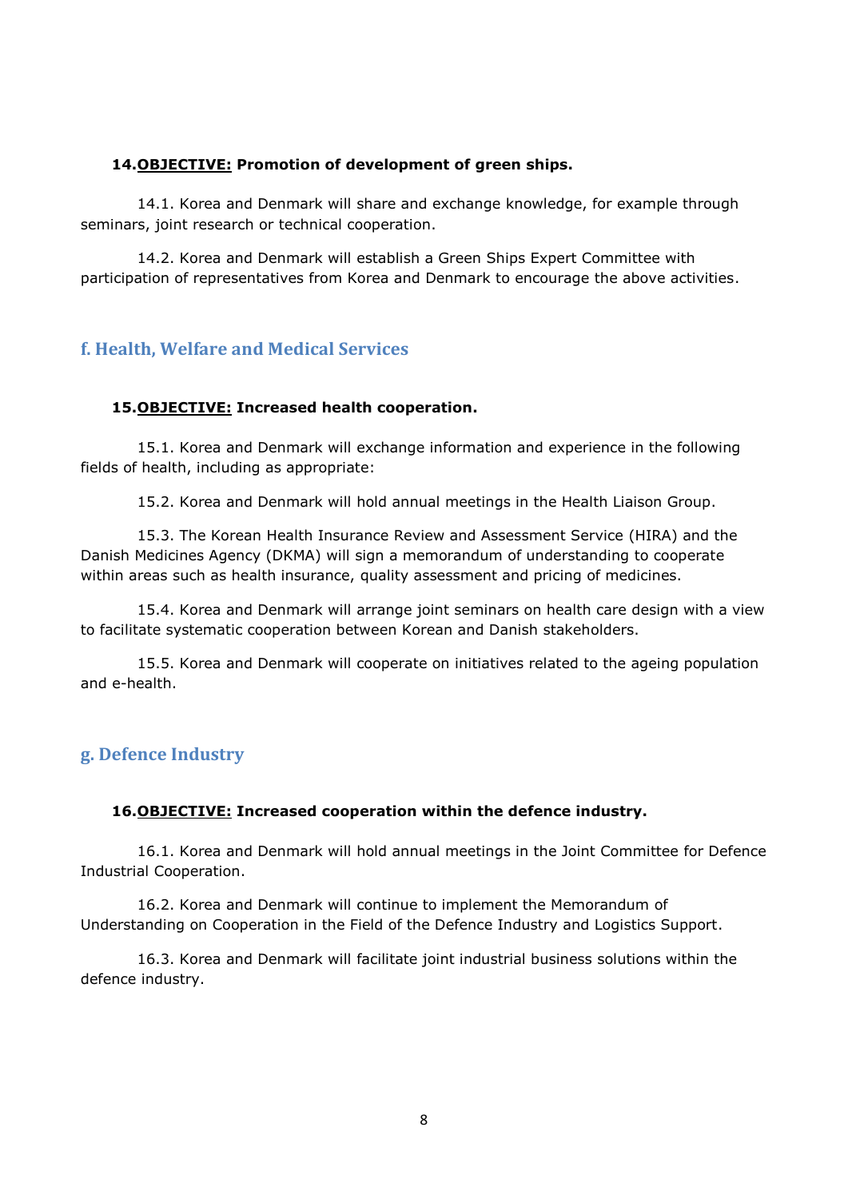**14.<u>OBJECTIVE:</u> Promotion of development of green ships.**

14.1. Korea and Denmark will share and exchange knowledge, for example through seminars, joint research or technical cooperation.

14.2. Korea and Denmark will establish a Green Ships Expert Committee with participation of representatives from Korea and Denmark to encourage the above activities.

## f. Health, Welfare and Medical Services

**15.<u>OBJECTIVE:</u> Increased health cooperation.**

15.1. Korea and Denmark will exchange information and experience in the following fields of health, including as appropriate:

15.2. Korea and Denmark will hold annual meetings in the Health Liaison Group.

15.3. The Korean Health Insurance Review and Assessment Service (HIRA) and the Danish Medicines Agency (DKMA) will sign a memorandum of understanding to cooperate within areas such as health insurance, quality assessment and pricing of medicines.

15.4. Korea and Denmark will arrange joint seminars on health care design with a view to facilitate systematic cooperation between Korean and Danish stakeholders.

15.5. Korea and Denmark will cooperate on initiatives related to the ageing population and e-health.

## g. Defence Industry

**16.<u>OBJECTIVE:</u> Increased cooperation within the defence industry.**

16.1. Korea and Denmark will hold annual meetings in the Joint Committee for Defence Industrial Cooperation.

16.2. Korea and Denmark will continue to implement the Memorandum of Understanding on Cooperation in the Field of the Defence Industry and Logistics Support.

16.3. Korea and Denmark will facilitate joint industrial business solutions within the defence industry.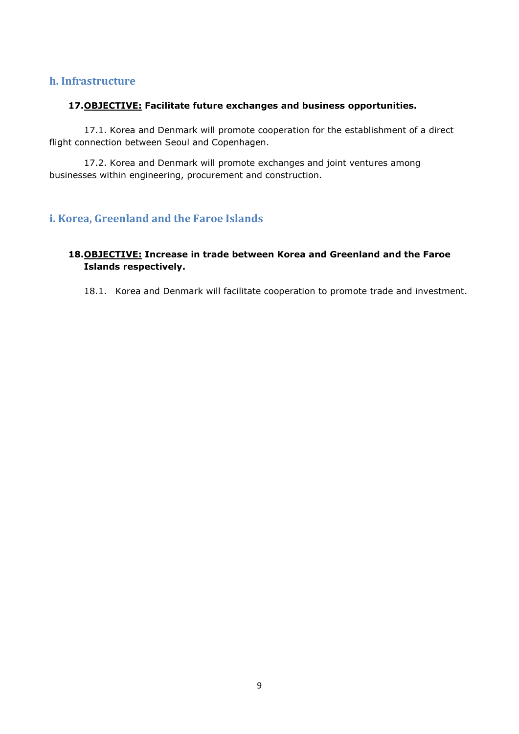## h. Infrastructure

**17. <u>OBJECTIVE:</u> Facilitate future exchanges and business opportunities.**

17.1. Korea and Denmark will promote cooperation for the establishment of a direct flight connection between Seoul and Copenhagen.

17.2. Korea and Denmark will promote exchanges and joint ventures among businesses within engineering, procurement and construction.

## i. Korea, Greenland and the Faroe Islands

**18. <u>OBJECTIVE:</u> Increase in trade between Korea and Greenland and the Faroe Islands respectively.**

18.1. Korea and Denmark will facilitate cooperation to promote trade and investment.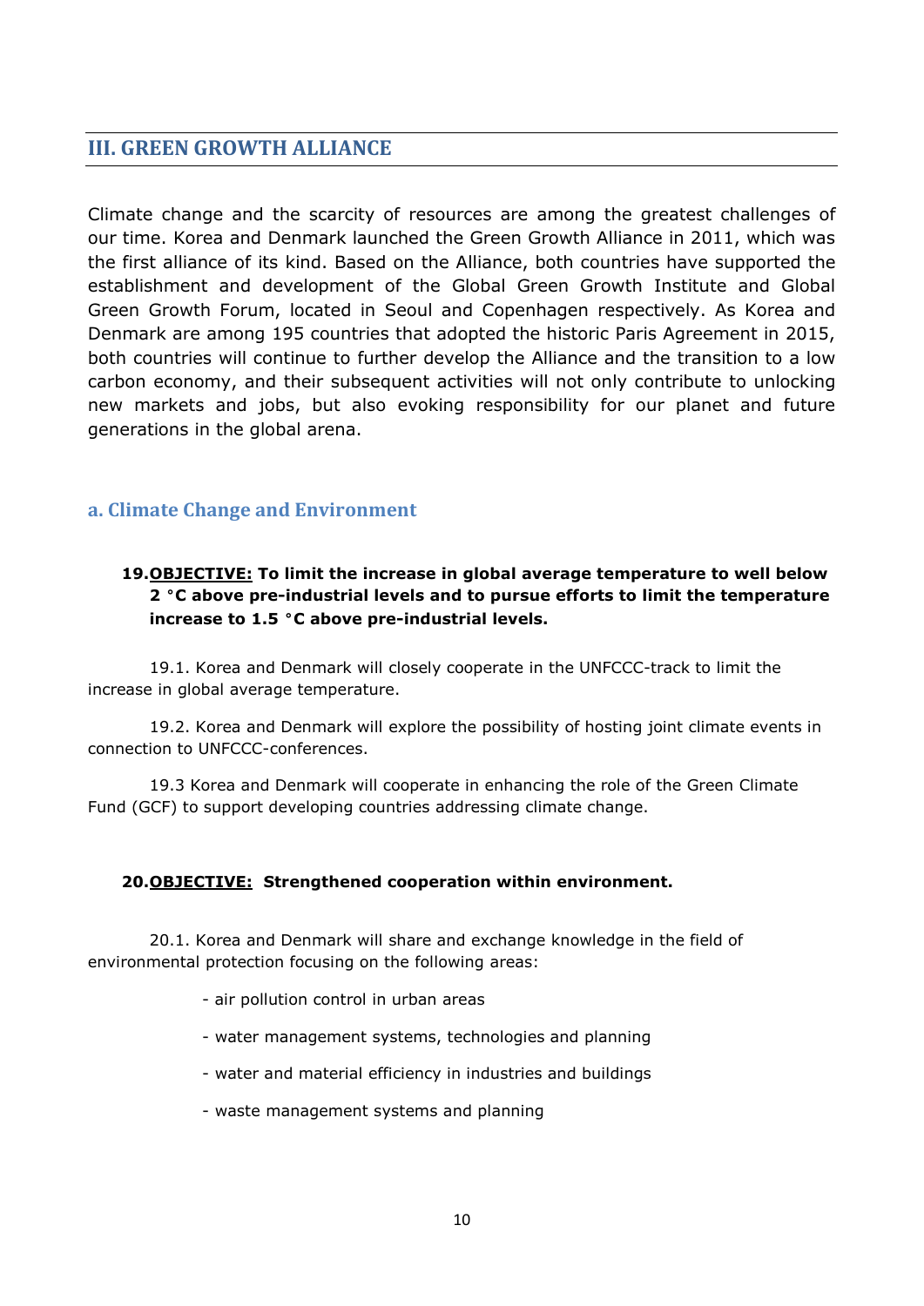## III. GREEN GROWTH ALLIANCE

Climate change and the scarcity of resources are among the greatest challenges of our time. Korea and Denmark launched the Green Growth Alliance in 2011, which was the first alliance of its kind. Based on the Alliance, both countries have supported the establishment and development of the Global Green Growth Institute and Global Green Growth Forum, located in Seoul and Copenhagen respectively. As Korea and Denmark are among 195 countries that adopted the historic Paris Agreement in 2015, both countries will continue to further develop the Alliance and the transition to a low carbon economy, and their subsequent activities will not only contribute to unlocking new markets and jobs, but also evoking responsibility for our planet and future generations in the global arena.

### a. Climate Change and Environment

**19.<u>OBJECTIVE:</u> To limit the increase in global average temperature to well below 2 °C above pre-industrial levels and to pursue efforts to limit the temperature increase to 1.5 °C above pre-industrial levels.**

19.1. Korea and Denmark will closely cooperate in the UNFCCC-track to limit the increase in global average temperature.

19.2. Korea and Denmark will explore the possibility of hosting joint climate events in connection to UNFCCC-conferences.

19.3 Korea and Denmark will cooperate in enhancing the role of the Green Climate Fund (GCF) to support developing countries addressing climate change.

**20.<u>OBJECTIVE:</u> Strengthened cooperation within environment.**

20.1. Korea and Denmark will share and exchange knowledge in the field of environmental protection focusing on the following areas:

- air pollution control in urban areas
- water management systems, technologies and planning
- water and material efficiency in industries and buildings
- waste management systems and planning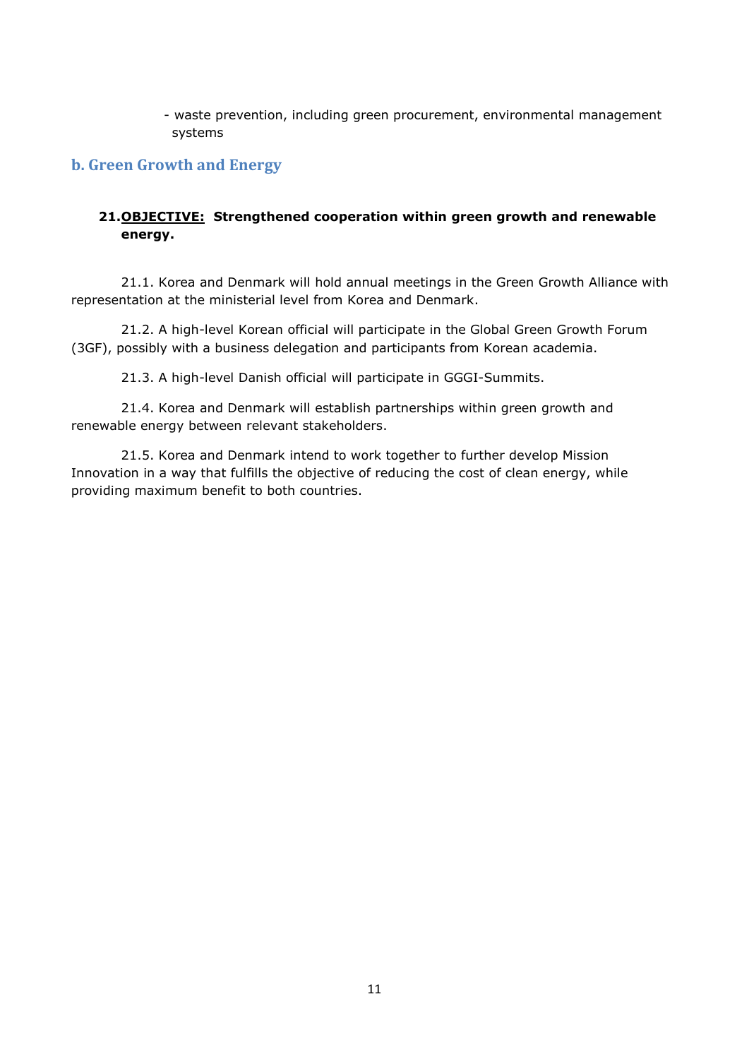- waste prevention, including green procurement, environmental management systems

## b. Green Growth and Energy

**21.<u>OBJECTIVE:</u> Strengthened cooperation within green growth and renewable energy.**

21.1. Korea and Denmark will hold annual meetings in the Green Growth Alliance with representation at the ministerial level from Korea and Denmark.

21.2. A high-level Korean official will participate in the Global Green Growth Forum (3GF), possibly with a business delegation and participants from Korean academia.

21.3. A high-level Danish official will participate in GGGI-Summits.

21.4. Korea and Denmark will establish partnerships within green growth and renewable energy between relevant stakeholders.

21.5. Korea and Denmark intend to work together to further develop Mission Innovation in a way that fulfills the objective of reducing the cost of clean energy, while providing maximum benefit to both countries.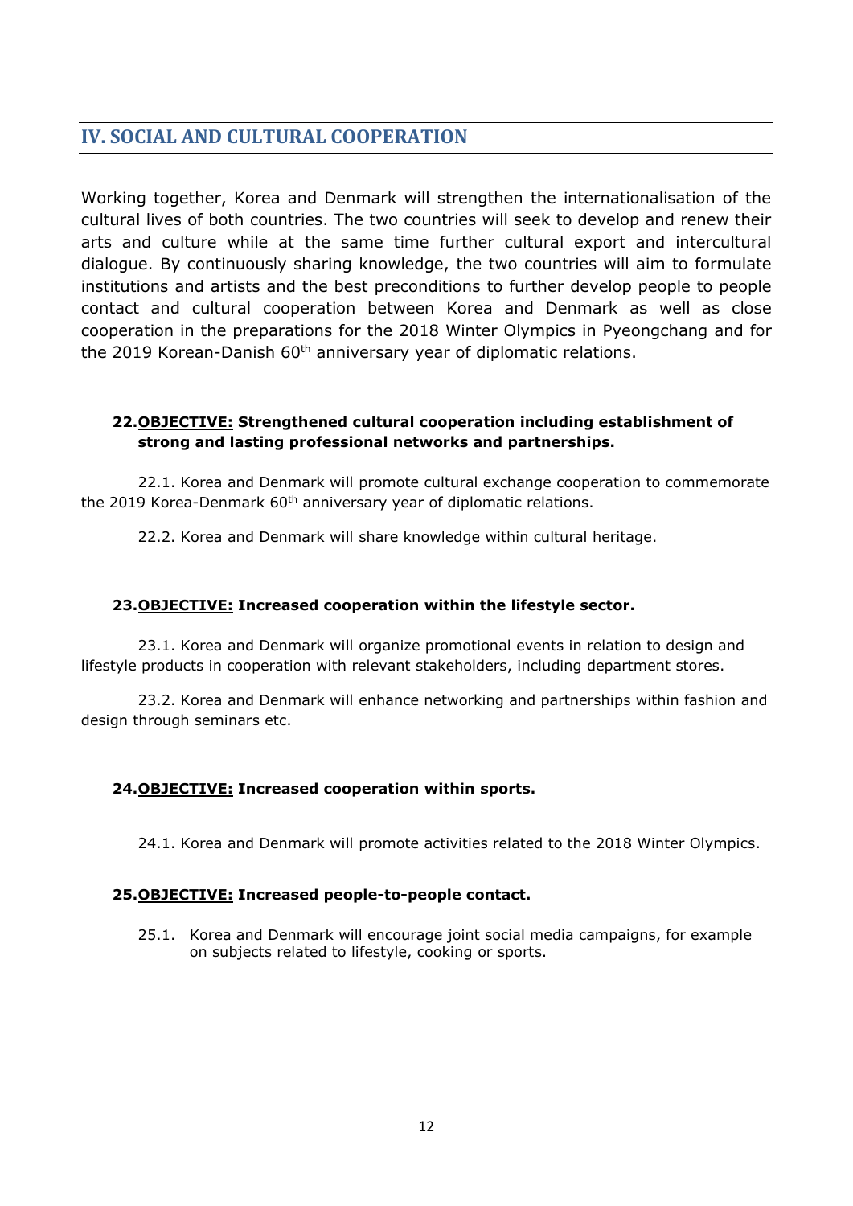## IV. SOCIAL AND CULTURAL COOPERATION

Working together, Korea and Denmark will strengthen the internationalisation of the cultural lives of both countries. The two countries will seek to develop and renew their arts and culture while at the same time further cultural export and intercultural dialogue. By continuously sharing knowledge, the two countries will aim to formulate institutions and artists and the best preconditions to further develop people to people contact and cultural cooperation between Korea and Denmark as well as close cooperation in the preparations for the 2018 Winter Olympics in Pyeongchang and for the 2019 Korean-Danish 60th anniversary year of diplomatic relations.

**22.<u>OBJECTIVE:</u> Strengthened cultural cooperation including establishment of strong and lasting professional networks and partnerships.**

22.1. Korea and Denmark will promote cultural exchange cooperation to commemorate the 2019 Korea-Denmark 60th anniversary year of diplomatic relations.

22.2. Korea and Denmark will share knowledge within cultural heritage.

**23.<u>OBJECTIVE:</u> Increased cooperation within the lifestyle sector.**

23.1. Korea and Denmark will organize promotional events in relation to design and lifestyle products in cooperation with relevant stakeholders, including department stores.

23.2. Korea and Denmark will enhance networking and partnerships within fashion and design through seminars etc.

**24.<u>OBJECTIVE:</u> Increased cooperation within sports.**

24.1. Korea and Denmark will promote activities related to the 2018 Winter Olympics.

**25.<u>OBJECTIVE:</u> Increased people-to-people contact.**

25.1. Korea and Denmark will encourage joint social media campaigns, for example on subjects related to lifestyle, cooking or sports.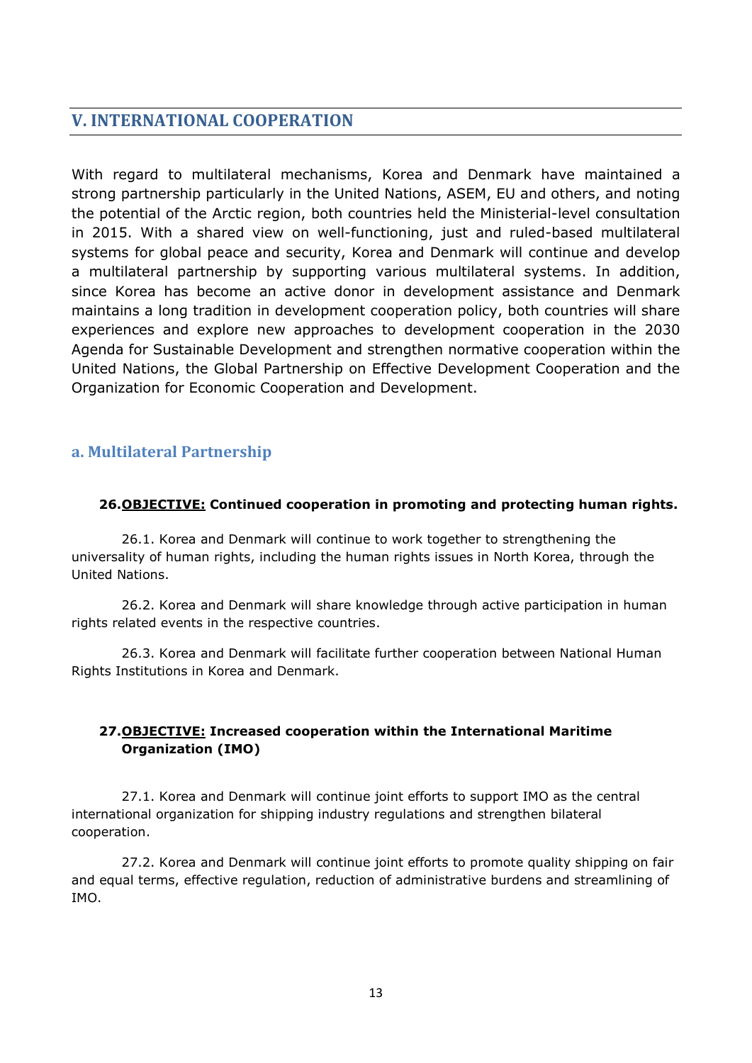## V. INTERNATIONAL COOPERATION

With regard to multilateral mechanisms, Korea and Denmark have maintained a strong partnership particularly in the United Nations, ASEM, EU and others, and noting the potential of the Arctic region, both countries held the Ministerial-level consultation in 2015. With a shared view on well-functioning, just and ruled-based multilateral systems for global peace and security, Korea and Denmark will continue and develop a multilateral partnership by supporting various multilateral systems. In addition, since Korea has become an active donor in development assistance and Denmark maintains a long tradition in development cooperation policy, both countries will share experiences and explore new approaches to development cooperation in the 2030 Agenda for Sustainable Development and strengthen normative cooperation within the United Nations, the Global Partnership on Effective Development Cooperation and the Organization for Economic Cooperation and Development.

### a. Multilateral Partnership

**26. <u>OBJECTIVE:</u> Continued cooperation in promoting and protecting human rights.**

26.1. Korea and Denmark will continue to work together to strengthening the universality of human rights, including the human rights issues in North Korea, through the United Nations.

26.2. Korea and Denmark will share knowledge through active participation in human rights related events in the respective countries.

26.3. Korea and Denmark will facilitate further cooperation between National Human Rights Institutions in Korea and Denmark.

**27. <u>OBJECTIVE:</u> Increased cooperation within the International Maritime Organization (IMO)**

27.1. Korea and Denmark will continue joint efforts to support IMO as the central international organization for shipping industry regulations and strengthen bilateral cooperation.

27.2. Korea and Denmark will continue joint efforts to promote quality shipping on fair and equal terms, effective regulation, reduction of administrative burdens and streamlining of IMO.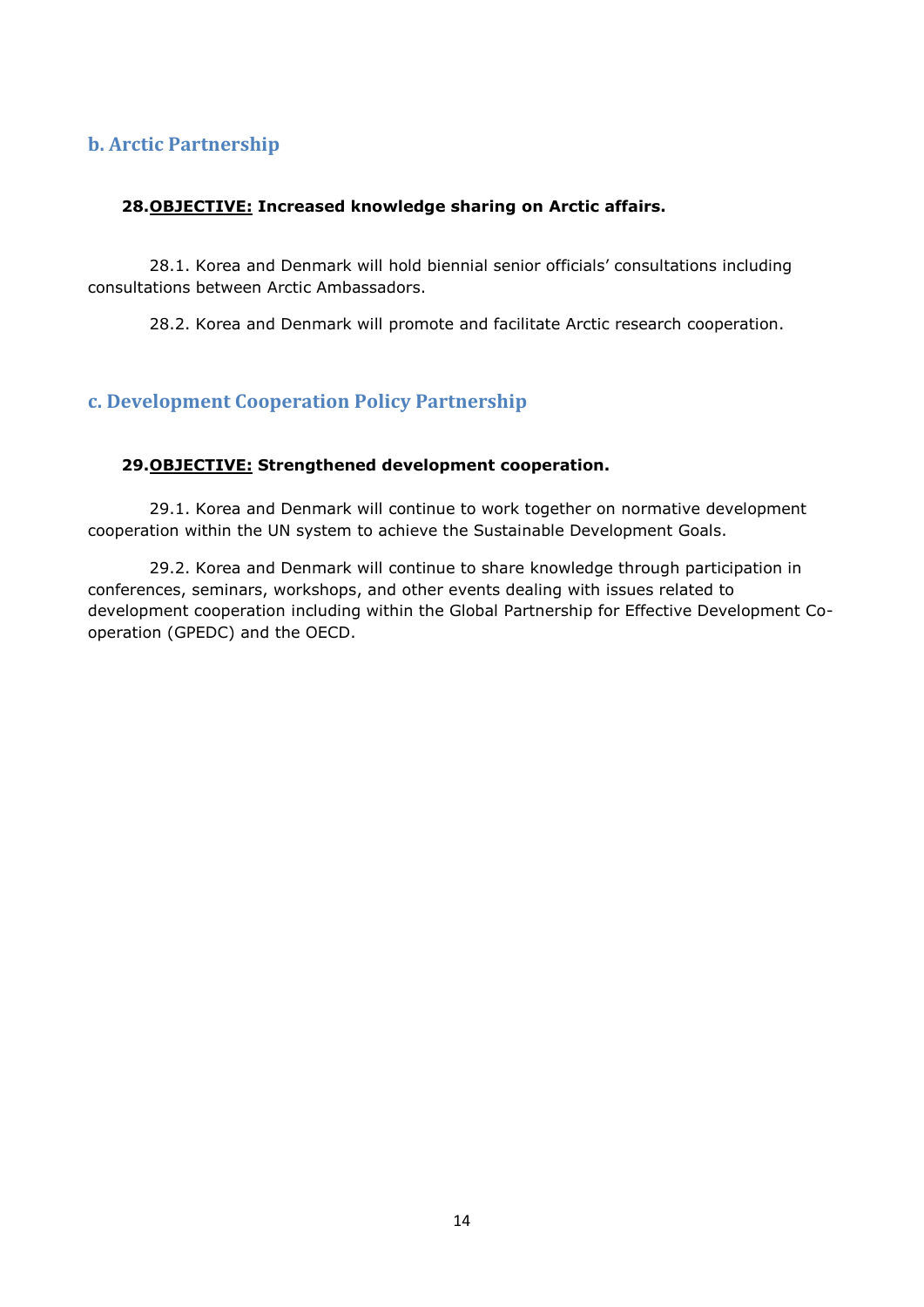## b. Arctic Partnership

**28.<u>OBJECTIVE:</u> Increased knowledge sharing on Arctic affairs.**

28.1. Korea and Denmark will hold biennial senior officials' consultations including consultations between Arctic Ambassadors.

28.2. Korea and Denmark will promote and facilitate Arctic research cooperation.

## c. Development Cooperation Policy Partnership

**29.<u>OBJECTIVE:</u> Strengthened development cooperation.**

29.1. Korea and Denmark will continue to work together on normative development cooperation within the UN system to achieve the Sustainable Development Goals.

29.2. Korea and Denmark will continue to share knowledge through participation in conferences, seminars, workshops, and other events dealing with issues related to development cooperation including within the Global Partnership for Effective Development Co-operation (GPEDC) and the OECD.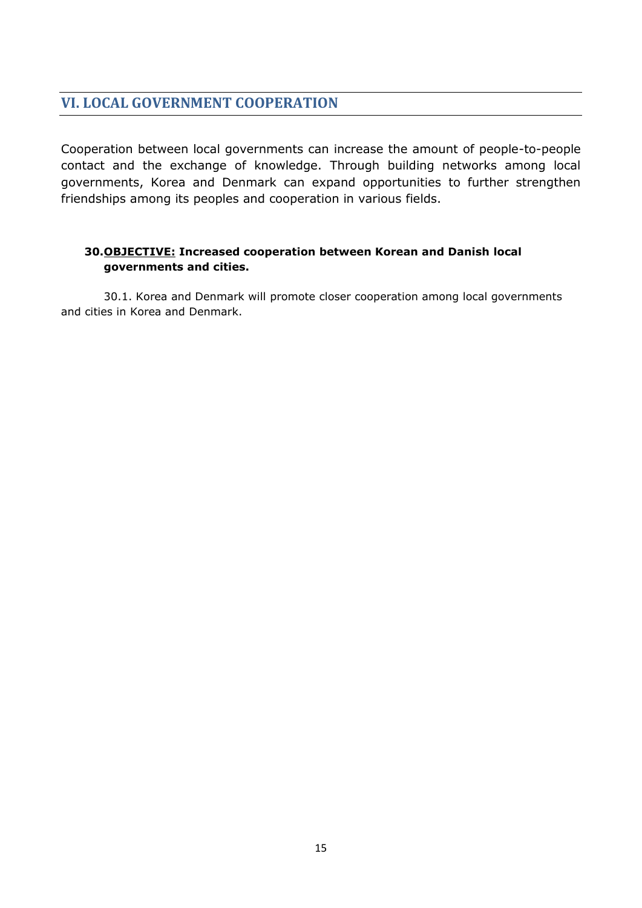## VI. LOCAL GOVERNMENT COOPERATION

Cooperation between local governments can increase the amount of people-to-people contact and the exchange of knowledge. Through building networks among local governments, Korea and Denmark can expand opportunities to further strengthen friendships among its peoples and cooperation in various fields.

**30.<u>OBJECTIVE:</u> Increased cooperation between Korean and Danish local governments and cities.**

30.1. Korea and Denmark will promote closer cooperation among local governments and cities in Korea and Denmark.